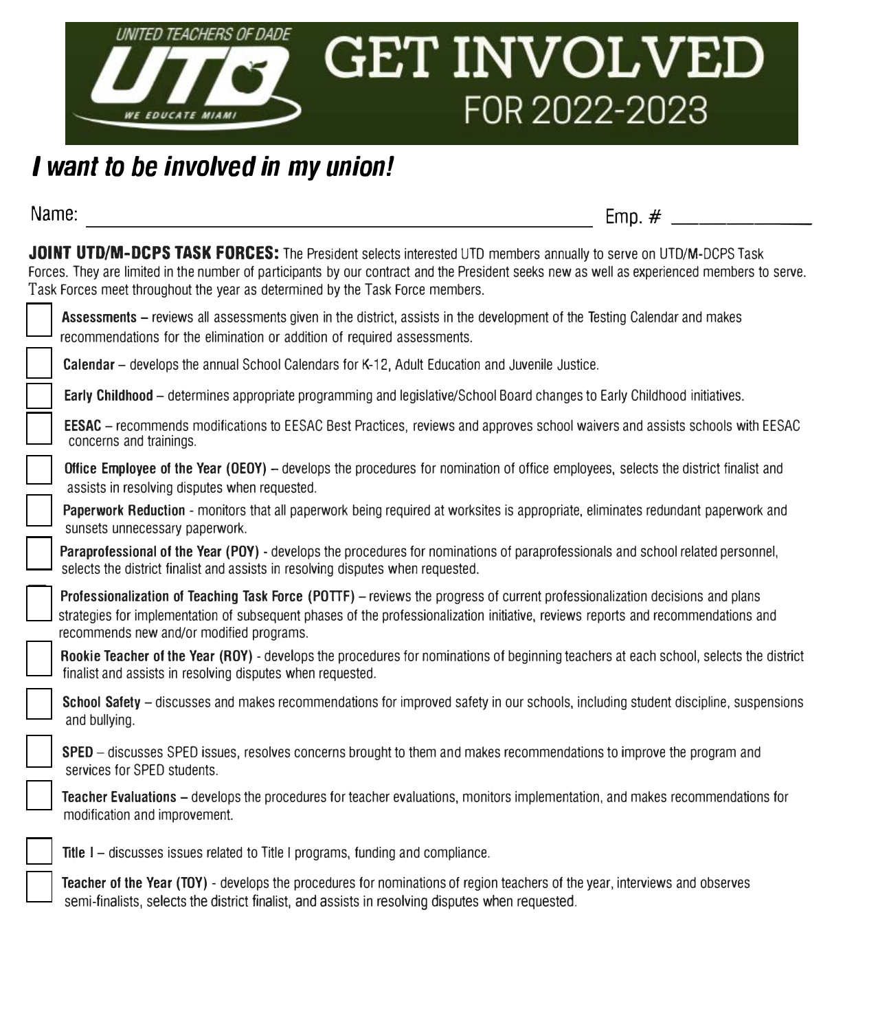# UNITED TEACHERS OF DADE UTD WE EDUCATE MIAMI — GET INVOLVED FOR 2022-2023

***I want to be involved in my union!***

Name: ______________________________________________ Emp. # ______________

**JOINT UTD/M-DCPS TASK FORCES:** The President selects interested UTD members annually to serve on UTD/M-DCPS Task Forces. They are limited in the number of participants by our contract and the President seeks new as well as experienced members to serve. Task Forces meet throughout the year as determined by the Task Force members.

- ☐ **Assessments –** reviews all assessments given in the district, assists in the development of the Testing Calendar and makes recommendations for the elimination or addition of required assessments.
- ☐ **Calendar** – develops the annual School Calendars for K-12, Adult Education and Juvenile Justice.
- ☐ **Early Childhood** – determines appropriate programming and legislative/School Board changes to Early Childhood initiatives.
- ☐ **EESAC** – recommends modifications to EESAC Best Practices, reviews and approves school waivers and assists schools with EESAC concerns and trainings.
- ☐ **Office Employee of the Year (OEOY) –** develops the procedures for nomination of office employees, selects the district finalist and assists in resolving disputes when requested.
- ☐ **Paperwork Reduction** - monitors that all paperwork being required at worksites is appropriate, eliminates redundant paperwork and sunsets unnecessary paperwork.
- ☐ **Paraprofessional of the Year (POY)** - develops the procedures for nominations of paraprofessionals and school related personnel, selects the district finalist and assists in resolving disputes when requested.
- ☐ **Professionalization of Teaching Task Force (POTTF)** – reviews the progress of current professionalization decisions and plans strategies for implementation of subsequent phases of the professionalization initiative, reviews reports and recommendations and recommends new and/or modified programs.
- ☐ **Rookie Teacher of the Year (ROY)** - develops the procedures for nominations of beginning teachers at each school, selects the district finalist and assists in resolving disputes when requested.
- ☐ **School Safety** – discusses and makes recommendations for improved safety in our schools, including student discipline, suspensions and bullying.
- ☐ **SPED** – discusses SPED issues, resolves concerns brought to them and makes recommendations to improve the program and services for SPED students.
- ☐ **Teacher Evaluations –** develops the procedures for teacher evaluations, monitors implementation, and makes recommendations for modification and improvement.
- ☐ **Title I** – discusses issues related to Title I programs, funding and compliance.
- ☐ **Teacher of the Year (TOY)** - develops the procedures for nominations of region teachers of the year, interviews and observes semi-finalists, selects the district finalist, and assists in resolving disputes when requested.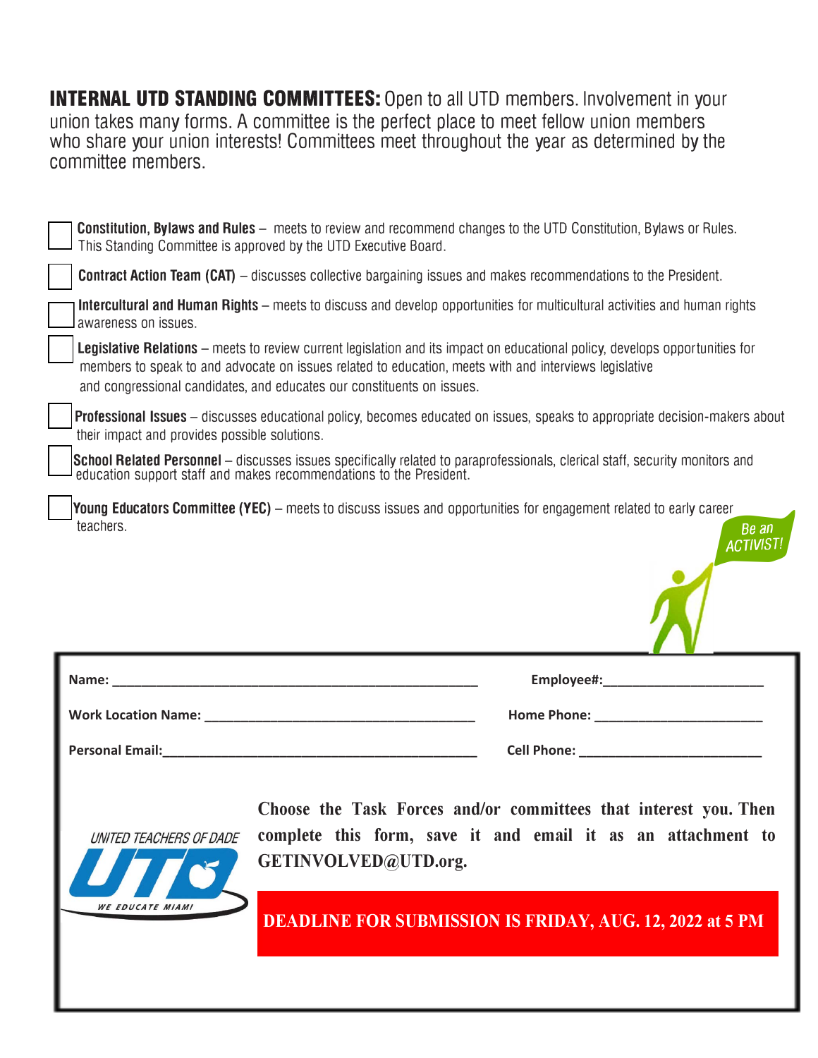**INTERNAL UTD STANDING COMMITTEES:** Open to all UTD members. Involvement in your union takes many forms. A committee is the perfect place to meet fellow union members who share your union interests! Committees meet throughout the year as determined by the committee members.

- ☐ **Constitution, Bylaws and Rules** – meets to review and recommend changes to the UTD Constitution, Bylaws or Rules. This Standing Committee is approved by the UTD Executive Board.
- ☐ **Contract Action Team (CAT)** – discusses collective bargaining issues and makes recommendations to the President.
- ☐ **Intercultural and Human Rights** – meets to discuss and develop opportunities for multicultural activities and human rights awareness on issues.
- ☐ **Legislative Relations** – meets to review current legislation and its impact on educational policy, develops opportunities for members to speak to and advocate on issues related to education, meets with and interviews legislative and congressional candidates, and educates our constituents on issues.
- ☐ **Professional Issues** – discusses educational policy, becomes educated on issues, speaks to appropriate decision-makers about their impact and provides possible solutions.
- ☐ **School Related Personnel** – discusses issues specifically related to paraprofessionals, clerical staff, security monitors and education support staff and makes recommendations to the President.
- ☐ **Young Educators Committee (YEC)** – meets to discuss issues and opportunities for engagement related to early career teachers.

Be an ACTIVIST!

**Name:** ______________________________ **Employee#:** ____________________

**Work Location Name:** ______________________________ **Home Phone:** ____________________

**Personal Email:** ______________________________ **Cell Phone:** ____________________

UNITED TEACHERS OF DADE

UTD

WE EDUCATE MIAMI

**Choose the Task Forces and/or committees that interest you. Then complete this form, save it and email it as an attachment to GETINVOLVED@UTD.org.**

**DEADLINE FOR SUBMISSION IS FRIDAY, AUG. 12, 2022 at 5 PM**